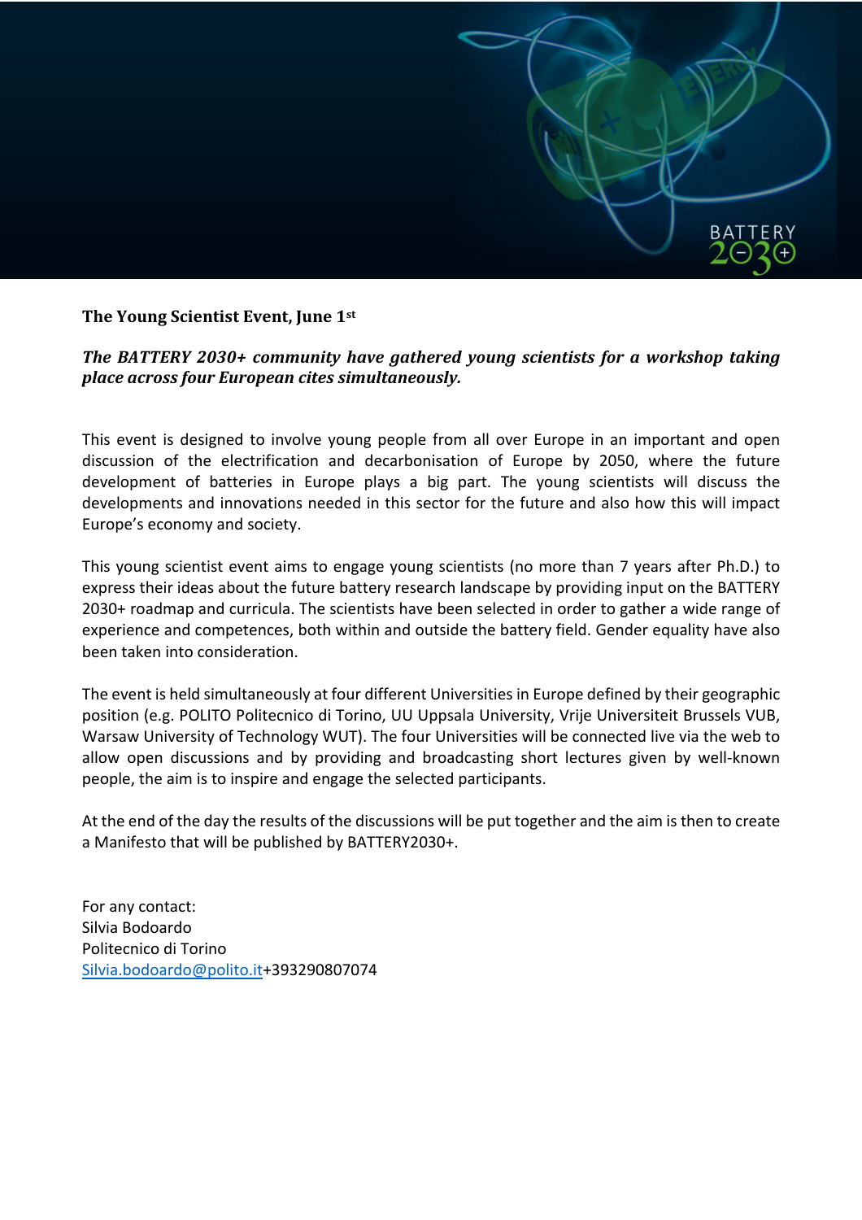**The Young Scientist Event, June 1st**

***The BATTERY 2030+ community have gathered young scientists for a workshop taking place across four European cites simultaneously.***

This event is designed to involve young people from all over Europe in an important and open discussion of the electrification and decarbonisation of Europe by 2050, where the future development of batteries in Europe plays a big part. The young scientists will discuss the developments and innovations needed in this sector for the future and also how this will impact Europe's economy and society.

This young scientist event aims to engage young scientists (no more than 7 years after Ph.D.) to express their ideas about the future battery research landscape by providing input on the BATTERY 2030+ roadmap and curricula. The scientists have been selected in order to gather a wide range of experience and competences, both within and outside the battery field. Gender equality have also been taken into consideration.

The event is held simultaneously at four different Universities in Europe defined by their geographic position (e.g. POLITO Politecnico di Torino, UU Uppsala University, Vrije Universiteit Brussels VUB, Warsaw University of Technology WUT). The four Universities will be connected live via the web to allow open discussions and by providing and broadcasting short lectures given by well-known people, the aim is to inspire and engage the selected participants.

At the end of the day the results of the discussions will be put together and the aim is then to create a Manifesto that will be published by BATTERY2030+.

For any contact:
Silvia Bodoardo
Politecnico di Torino
Silvia.bodoardo@polito.it+393290807074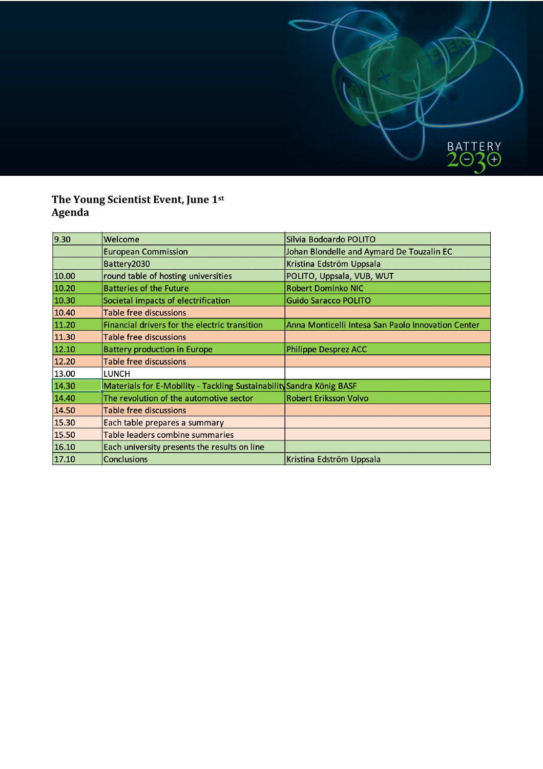**The Young Scientist Event, June 1st**
**Agenda**

| | | |
|---|---|---|
| 9.30 | Welcome | Silvia Bodoardo POLITO |
| | European Commission | Johan Blondelle and Aymard De Touzalin EC |
| | Battery2030 | Kristina Edström Uppsala |
| 10.00 | round table of hosting universities | POLITO, Uppsala, VUB, WUT |
| 10.20 | Batteries of the Future | Robert Dominko NIC |
| 10.30 | Societal impacts of electrification | Guido Saracco POLITO |
| 10.40 | Table free discussions | |
| 11.20 | Financial drivers for the electric transition | Anna Monticelli Intesa San Paolo Innovation Center |
| 11.30 | Table free discussions | |
| 12.10 | Battery production in Europe | Philippe Desprez ACC |
| 12.20 | Table free discussions | |
| 13.00 | LUNCH | |
| 14.30 | Materials for E-Mobility - Tackling Sustainability | Sandra König BASF |
| 14.40 | The revolution of the automotive sector | Robert Eriksson Volvo |
| 14.50 | Table free discussions | |
| 15.30 | Each table prepares a summary | |
| 15.50 | Table leaders combine summaries | |
| 16.10 | Each university presents the results on line | |
| 17.10 | Conclusions | Kristina Edström Uppsala |